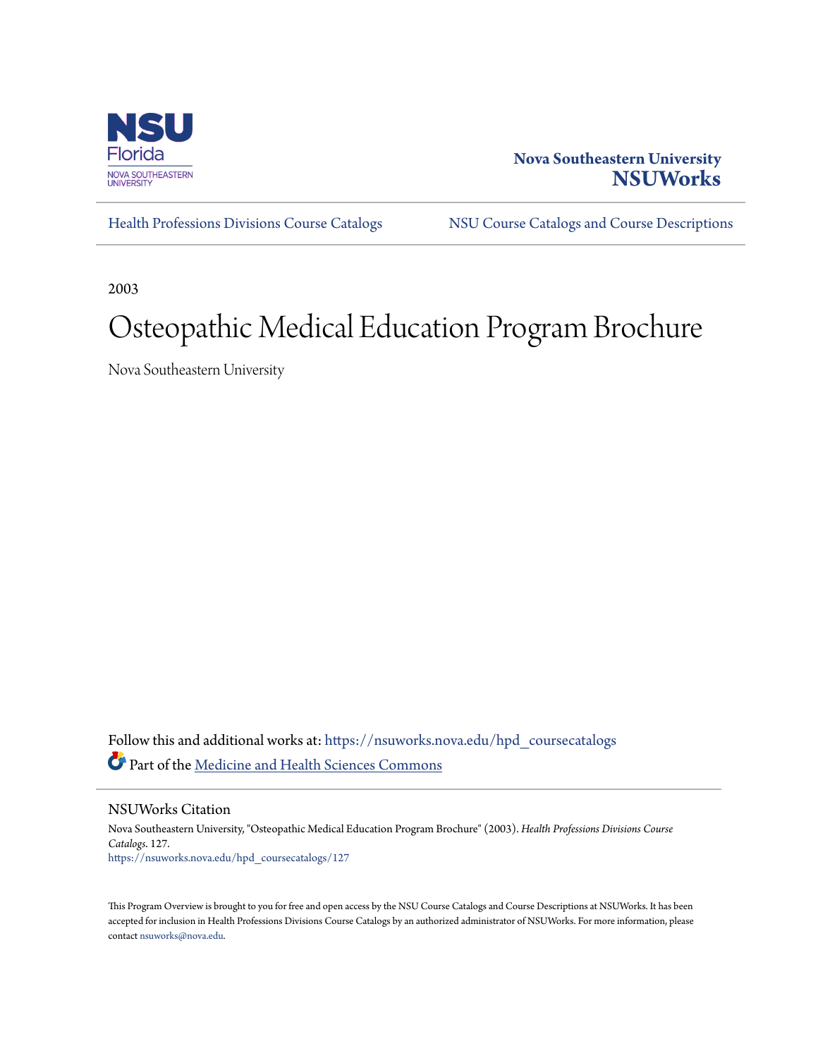Nova Southeastern University
**NSUWorks**

Health Professions Divisions Course Catalogs | NSU Course Catalogs and Course Descriptions

2003

# Osteopathic Medical Education Program Brochure

Nova Southeastern University

Follow this and additional works at: https://nsuworks.nova.edu/hpd_coursecatalogs

Part of the Medicine and Health Sciences Commons

## NSUWorks Citation

Nova Southeastern University, "Osteopathic Medical Education Program Brochure" (2003). *Health Professions Divisions Course Catalogs*. 127.
https://nsuworks.nova.edu/hpd_coursecatalogs/127

This Program Overview is brought to you for free and open access by the NSU Course Catalogs and Course Descriptions at NSUWorks. It has been accepted for inclusion in Health Professions Divisions Course Catalogs by an authorized administrator of NSUWorks. For more information, please contact nsuworks@nova.edu.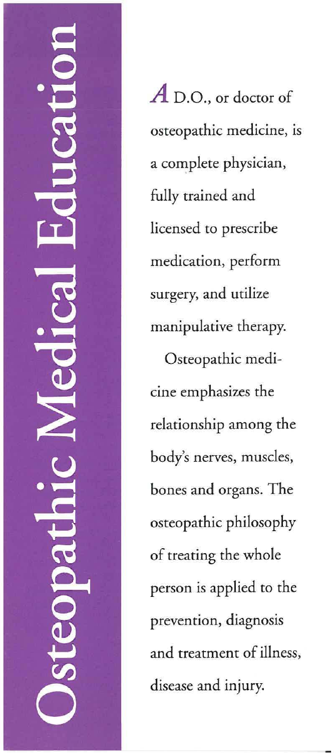# Osteopathic Medical Education

*A* D.O., or doctor of osteopathic medicine, is a complete physician, fully trained and licensed to prescribe medication, perform surgery, and utilize manipulative therapy.

Osteopathic medicine emphasizes the relationship among the body's nerves, muscles, bones and organs. The osteopathic philosophy of treating the whole person is applied to the prevention, diagnosis and treatment of illness, disease and injury.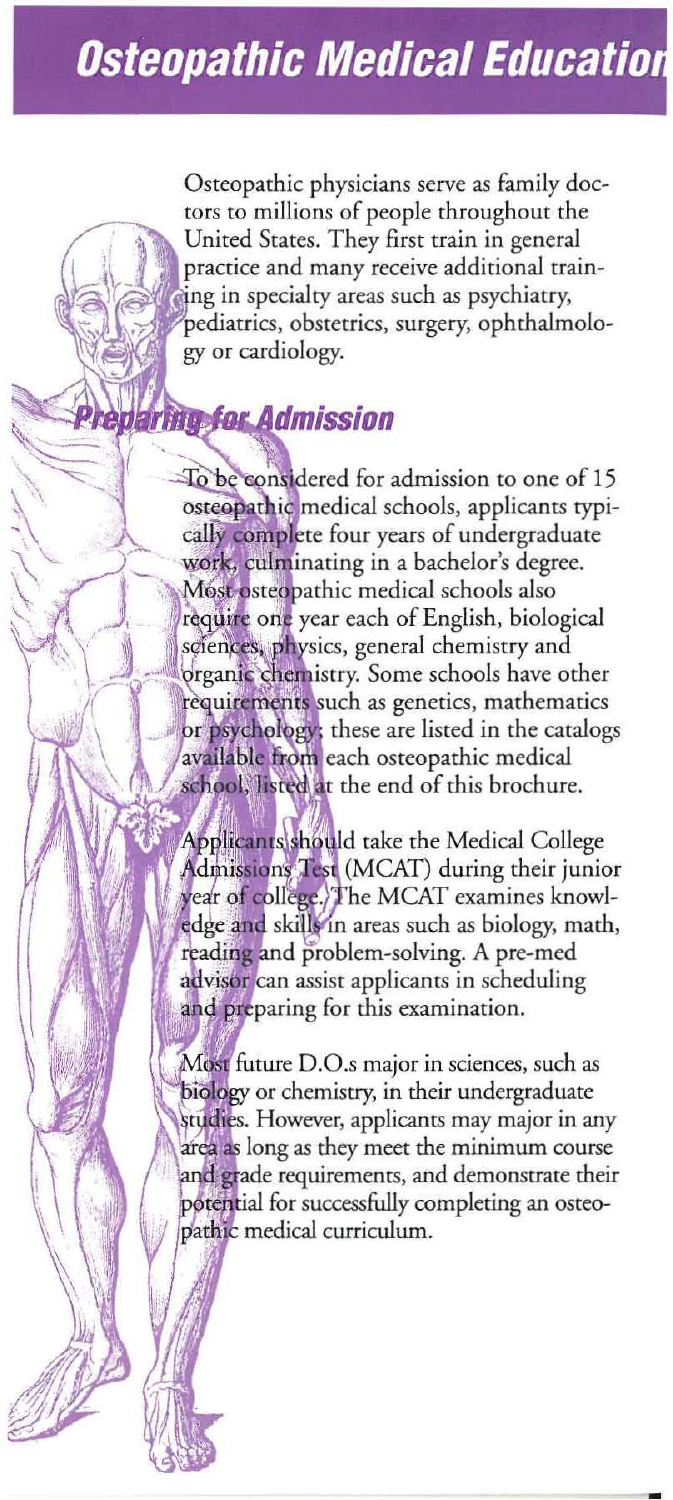# Osteopathic Medical Education

Osteopathic physicians serve as family doctors to millions of people throughout the United States. They first train in general practice and many receive additional training in specialty areas such as psychiatry, pediatrics, obstetrics, surgery, ophthalmology or cardiology.

## Preparing for Admission

To be considered for admission to one of 15 osteopathic medical schools, applicants typically complete four years of undergraduate work, culminating in a bachelor's degree. Most osteopathic medical schools also require one year each of English, biological sciences, physics, general chemistry and organic chemistry. Some schools have other requirements such as genetics, mathematics or psychology; these are listed in the catalogs available from each osteopathic medical school, listed at the end of this brochure.

Applicants should take the Medical College Admissions Test (MCAT) during their junior year of college. The MCAT examines knowledge and skills in areas such as biology, math, reading and problem-solving. A pre-med advisor can assist applicants in scheduling and preparing for this examination.

Most future D.O.s major in sciences, such as biology or chemistry, in their undergraduate studies. However, applicants may major in any area as long as they meet the minimum course and grade requirements, and demonstrate their potential for successfully completing an osteopathic medical curriculum.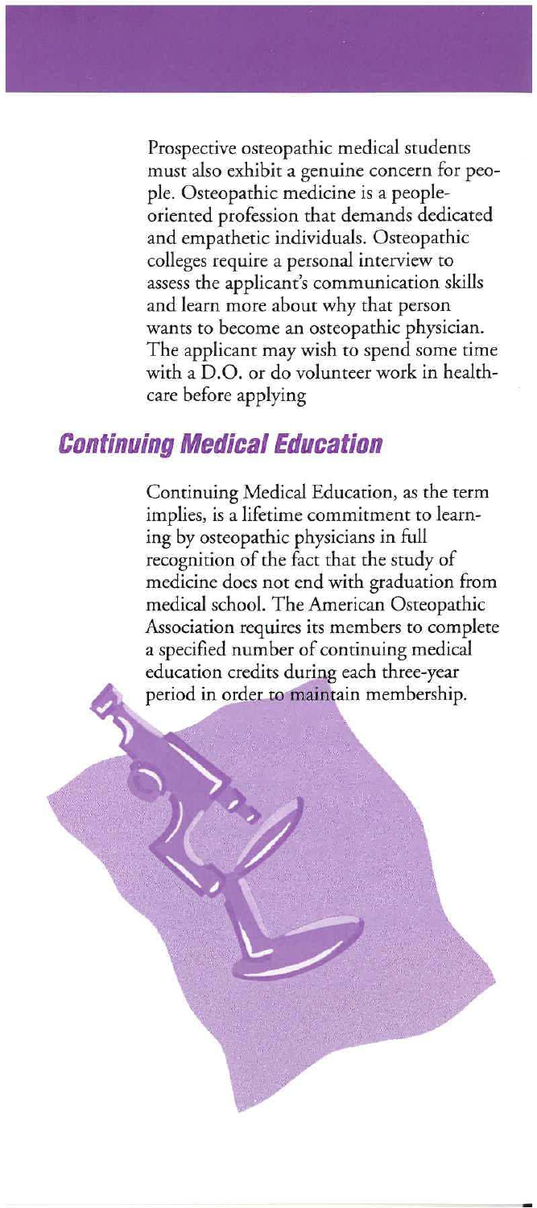Prospective osteopathic medical students must also exhibit a genuine concern for people. Osteopathic medicine is a people-oriented profession that demands dedicated and empathetic individuals. Osteopathic colleges require a personal interview to assess the applicant's communication skills and learn more about why that person wants to become an osteopathic physician. The applicant may wish to spend some time with a D.O. or do volunteer work in healthcare before applying

## Continuing Medical Education

Continuing Medical Education, as the term implies, is a lifetime commitment to learning by osteopathic physicians in full recognition of the fact that the study of medicine does not end with graduation from medical school. The American Osteopathic Association requires its members to complete a specified number of continuing medical education credits during each three-year period in order to maintain membership.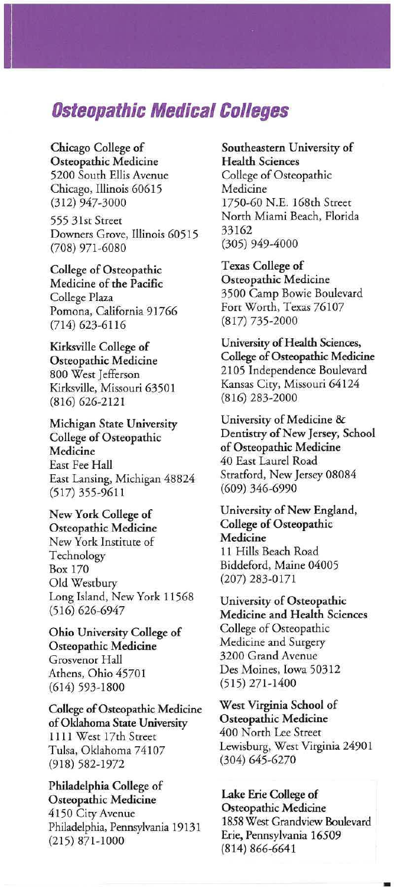## Osteopathic Medical Colleges

**Chicago College of Osteopathic Medicine**
5200 South Ellis Avenue
Chicago, Illinois 60615
(312) 947-3000

555 31st Street
Downers Grove, Illinois 60515
(708) 971-6080

**College of Osteopathic Medicine of the Pacific**
College Plaza
Pomona, California 91766
(714) 623-6116

**Kirksville College of Osteopathic Medicine**
800 West Jefferson
Kirksville, Missouri 63501
(816) 626-2121

**Michigan State University College of Osteopathic Medicine**
East Fee Hall
East Lansing, Michigan 48824
(517) 355-9611

**New York College of Osteopathic Medicine**
New York Institute of Technology
Box 170
Old Westbury
Long Island, New York 11568
(516) 626-6947

**Ohio University College of Osteopathic Medicine**
Grosvenor Hall
Athens, Ohio 45701
(614) 593-1800

**College of Osteopathic Medicine of Oklahoma State University**
1111 West 17th Street
Tulsa, Oklahoma 74107
(918) 582-1972

**Philadelphia College of Osteopathic Medicine**
4150 City Avenue
Philadelphia, Pennsylvania 19131
(215) 871-1000

**Southeastern University of Health Sciences**
College of Osteopathic Medicine
1750-60 N.E. 168th Street
North Miami Beach, Florida 33162
(305) 949-4000

**Texas College of Osteopathic Medicine**
3500 Camp Bowie Boulevard
Fort Worth, Texas 76107
(817) 735-2000

**University of Health Sciences, College of Osteopathic Medicine**
2105 Independence Boulevard
Kansas City, Missouri 64124
(816) 283-2000

**University of Medicine & Dentistry of New Jersey, School of Osteopathic Medicine**
40 East Laurel Road
Stratford, New Jersey 08084
(609) 346-6990

**University of New England, College of Osteopathic Medicine**
11 Hills Beach Road
Biddeford, Maine 04005
(207) 283-0171

**University of Osteopathic Medicine and Health Sciences**
College of Osteopathic Medicine and Surgery
3200 Grand Avenue
Des Moines, Iowa 50312
(515) 271-1400

**West Virginia School of Osteopathic Medicine**
400 North Lee Street
Lewisburg, West Virginia 24901
(304) 645-6270

**Lake Erie College of Osteopathic Medicine**
1858 West Grandview Boulevard
Erie, Pennsylvania 16509
(814) 866-6641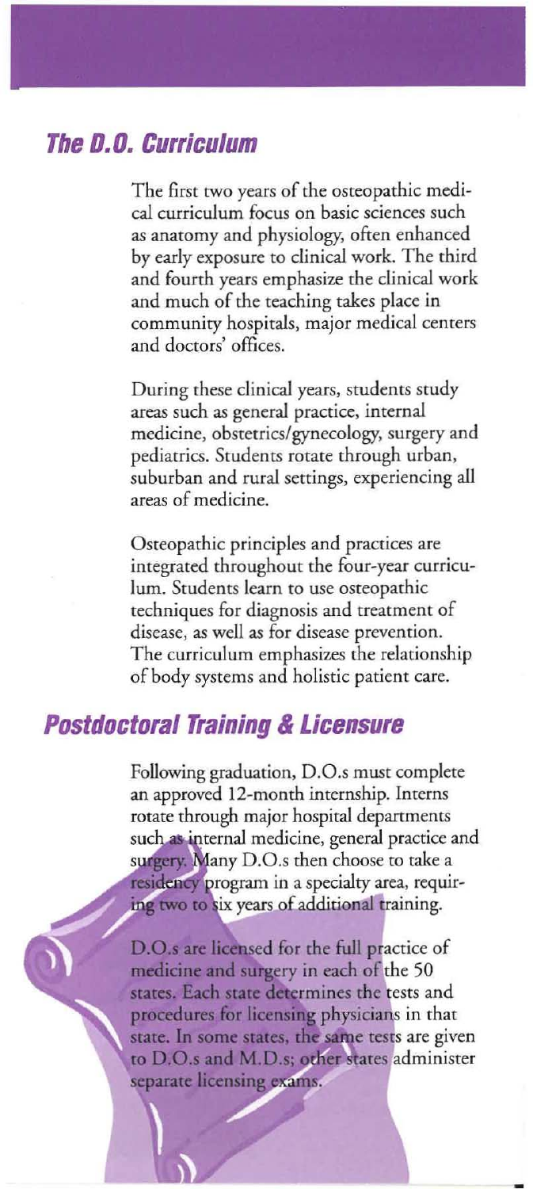## *The D.O. Curriculum*

The first two years of the osteopathic medical curriculum focus on basic sciences such as anatomy and physiology, often enhanced by early exposure to clinical work. The third and fourth years emphasize the clinical work and much of the teaching takes place in community hospitals, major medical centers and doctors' offices.

During these clinical years, students study areas such as general practice, internal medicine, obstetrics/gynecology, surgery and pediatrics. Students rotate through urban, suburban and rural settings, experiencing all areas of medicine.

Osteopathic principles and practices are integrated throughout the four-year curriculum. Students learn to use osteopathic techniques for diagnosis and treatment of disease, as well as for disease prevention. The curriculum emphasizes the relationship of body systems and holistic patient care.

## *Postdoctoral Training & Licensure*

Following graduation, D.O.s must complete an approved 12-month internship. Interns rotate through major hospital departments such as internal medicine, general practice and surgery. Many D.O.s then choose to take a residency program in a specialty area, requiring two to six years of additional training.

D.O.s are licensed for the full practice of medicine and surgery in each of the 50 states. Each state determines the tests and procedures for licensing physicians in that state. In some states, the same tests are given to D.O.s and M.D.s; other states administer separate licensing exams.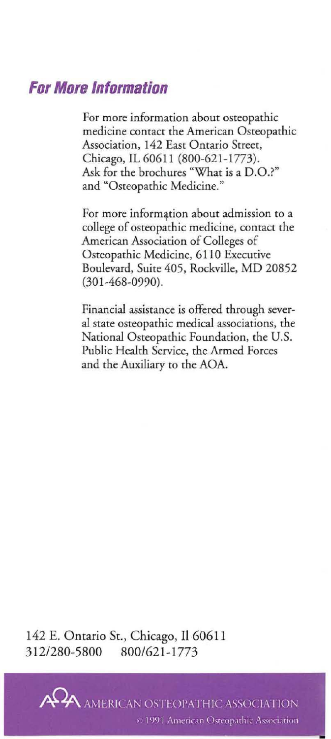## *For More Information*

For more information about osteopathic medicine contact the American Osteopathic Association, 142 East Ontario Street, Chicago, IL 60611 (800-621-1773). Ask for the brochures "What is a D.O.?" and "Osteopathic Medicine."

For more information about admission to a college of osteopathic medicine, contact the American Association of Colleges of Osteopathic Medicine, 6110 Executive Boulevard, Suite 405, Rockville, MD 20852 (301-468-0990).

Financial assistance is offered through several state osteopathic medical associations, the National Osteopathic Foundation, the U.S. Public Health Service, the Armed Forces and the Auxiliary to the AOA.

142 E. Ontario St., Chicago, Il 60611
312/280-5800 800/621-1773

AMERICAN OSTEOPATHIC ASSOCIATION
© 1991 American Osteopathic Association